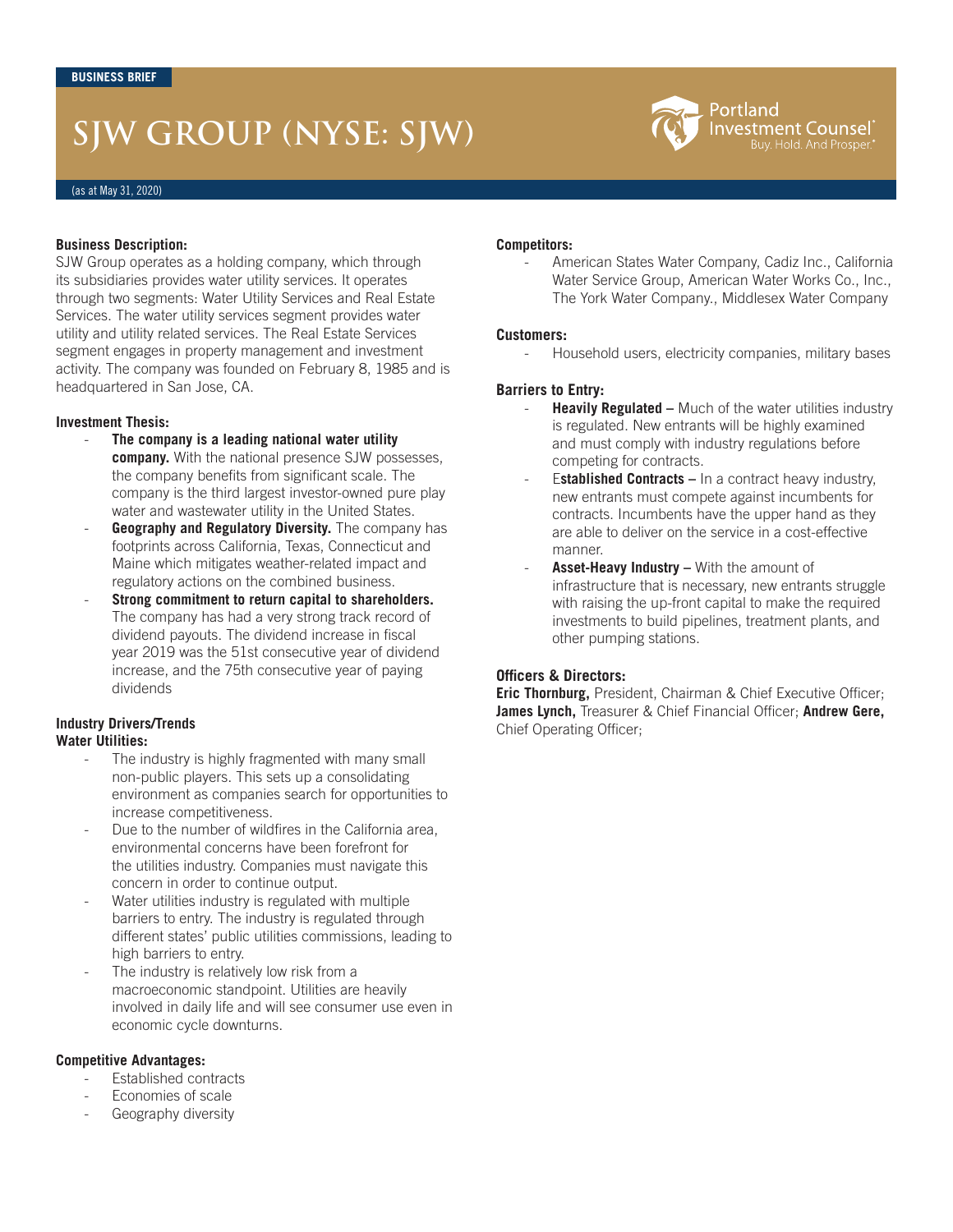BUSINESS BRIEF

# SJW GROUP (NYSE: SJW)

Portland Investment Counsel® Buy. Hold. And Prosper.®

(as at May 31, 2020)

**Business Description:**
SJW Group operates as a holding company, which through its subsidiaries provides water utility services. It operates through two segments: Water Utility Services and Real Estate Services. The water utility services segment provides water utility and utility related services. The Real Estate Services segment engages in property management and investment activity. The company was founded on February 8, 1985 and is headquartered in San Jose, CA.

**Investment Thesis:**

- **The company is a leading national water utility company.** With the national presence SJW possesses, the company benefits from significant scale. The company is the third largest investor-owned pure play water and wastewater utility in the United States.
- **Geography and Regulatory Diversity.** The company has footprints across California, Texas, Connecticut and Maine which mitigates weather-related impact and regulatory actions on the combined business.
- **Strong commitment to return capital to shareholders.** The company has had a very strong track record of dividend payouts. The dividend increase in fiscal year 2019 was the 51st consecutive year of dividend increase, and the 75th consecutive year of paying dividends

**Industry Drivers/Trends**
**Water Utilities:**

- The industry is highly fragmented with many small non-public players. This sets up a consolidating environment as companies search for opportunities to increase competitiveness.
- Due to the number of wildfires in the California area, environmental concerns have been forefront for the utilities industry. Companies must navigate this concern in order to continue output.
- Water utilities industry is regulated with multiple barriers to entry. The industry is regulated through different states' public utilities commissions, leading to high barriers to entry.
- The industry is relatively low risk from a macroeconomic standpoint. Utilities are heavily involved in daily life and will see consumer use even in economic cycle downturns.

**Competitive Advantages:**

- Established contracts
- Economies of scale
- Geography diversity

**Competitors:**

- American States Water Company, Cadiz Inc., California Water Service Group, American Water Works Co., Inc., The York Water Company., Middlesex Water Company

**Customers:**

- Household users, electricity companies, military bases

**Barriers to Entry:**

- **Heavily Regulated –** Much of the water utilities industry is regulated. New entrants will be highly examined and must comply with industry regulations before competing for contracts.
- E**stablished Contracts –** In a contract heavy industry, new entrants must compete against incumbents for contracts. Incumbents have the upper hand as they are able to deliver on the service in a cost-effective manner.
- **Asset-Heavy Industry –** With the amount of infrastructure that is necessary, new entrants struggle with raising the up-front capital to make the required investments to build pipelines, treatment plants, and other pumping stations.

**Officers & Directors:**
**Eric Thornburg,** President, Chairman & Chief Executive Officer; **James Lynch,** Treasurer & Chief Financial Officer; **Andrew Gere,** Chief Operating Officer;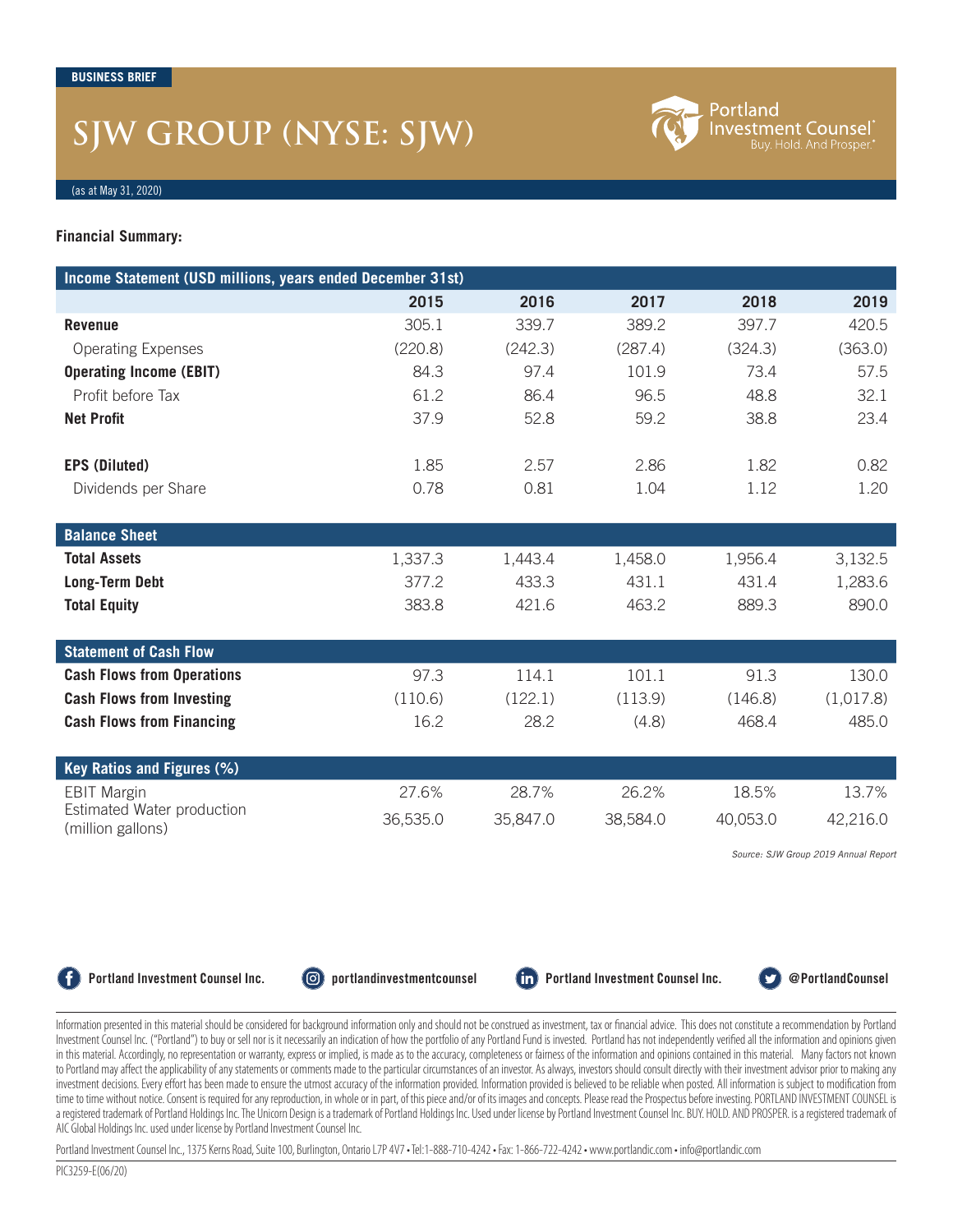BUSINESS BRIEF

# SJW GROUP (NYSE: SJW)

(as at May 31, 2020)

**Financial Summary:**

| Income Statement (USD millions, years ended December 31st) | 2015 | 2016 | 2017 | 2018 | 2019 |
|---|---|---|---|---|---|
| **Revenue** | 305.1 | 339.7 | 389.2 | 397.7 | 420.5 |
| Operating Expenses | (220.8) | (242.3) | (287.4) | (324.3) | (363.0) |
| **Operating Income (EBIT)** | 84.3 | 97.4 | 101.9 | 73.4 | 57.5 |
| Profit before Tax | 61.2 | 86.4 | 96.5 | 48.8 | 32.1 |
| **Net Profit** | 37.9 | 52.8 | 59.2 | 38.8 | 23.4 |
| **EPS (Diluted)** | 1.85 | 2.57 | 2.86 | 1.82 | 0.82 |
| Dividends per Share | 0.78 | 0.81 | 1.04 | 1.12 | 1.20 |
| **Balance Sheet** | | | | | |
| **Total Assets** | 1,337.3 | 1,443.4 | 1,458.0 | 1,956.4 | 3,132.5 |
| **Long-Term Debt** | 377.2 | 433.3 | 431.1 | 431.4 | 1,283.6 |
| **Total Equity** | 383.8 | 421.6 | 463.2 | 889.3 | 890.0 |
| **Statement of Cash Flow** | | | | | |
| **Cash Flows from Operations** | 97.3 | 114.1 | 101.1 | 91.3 | 130.0 |
| **Cash Flows from Investing** | (110.6) | (122.1) | (113.9) | (146.8) | (1,017.8) |
| **Cash Flows from Financing** | 16.2 | 28.2 | (4.8) | 468.4 | 485.0 |
| **Key Ratios and Figures (%)** | | | | | |
| EBIT Margin | 27.6% | 28.7% | 26.2% | 18.5% | 13.7% |
| Estimated Water production (million gallons) | 36,535.0 | 35,847.0 | 38,584.0 | 40,053.0 | 42,216.0 |

*Source: SJW Group 2019 Annual Report*

Portland Investment Counsel Inc. | portlandinvestmentcounsel | Portland Investment Counsel Inc. | @PortlandCounsel

Information presented in this material should be considered for background information only and should not be construed as investment, tax or financial advice. This does not constitute a recommendation by Portland Investment Counsel Inc. ("Portland") to buy or sell nor is it necessarily an indication of how the portfolio of any Portland Fund is invested. Portland has not independently verified all the information and opinions given in this material. Accordingly, no representation or warranty, express or implied, is made as to the accuracy, completeness or fairness of the information and opinions contained in this material. Many factors not known to Portland may affect the applicability of any statements or comments made to the particular circumstances of an investor. As always, investors should consult directly with their investment advisor prior to making any investment decisions. Every effort has been made to ensure the utmost accuracy of the information provided. Information provided is believed to be reliable when posted. All information is subject to modification from time to time without notice. Consent is required for any reproduction, in whole or in part, of this piece and/or of its images and concepts. Please read the Prospectus before investing. PORTLAND INVESTMENT COUNSEL is a registered trademark of Portland Holdings Inc. The Unicorn Design is a trademark of Portland Holdings Inc. Used under license by Portland Investment Counsel Inc. BUY. HOLD. AND PROSPER. is a registered trademark of AIC Global Holdings Inc. used under license by Portland Investment Counsel Inc.

Portland Investment Counsel Inc., 1375 Kerns Road, Suite 100, Burlington, Ontario L7P 4V7 • Tel:1-888-710-4242 • Fax: 1-866-722-4242 • www.portlandic.com • info@portlandic.com

PIC3259-E(06/20)